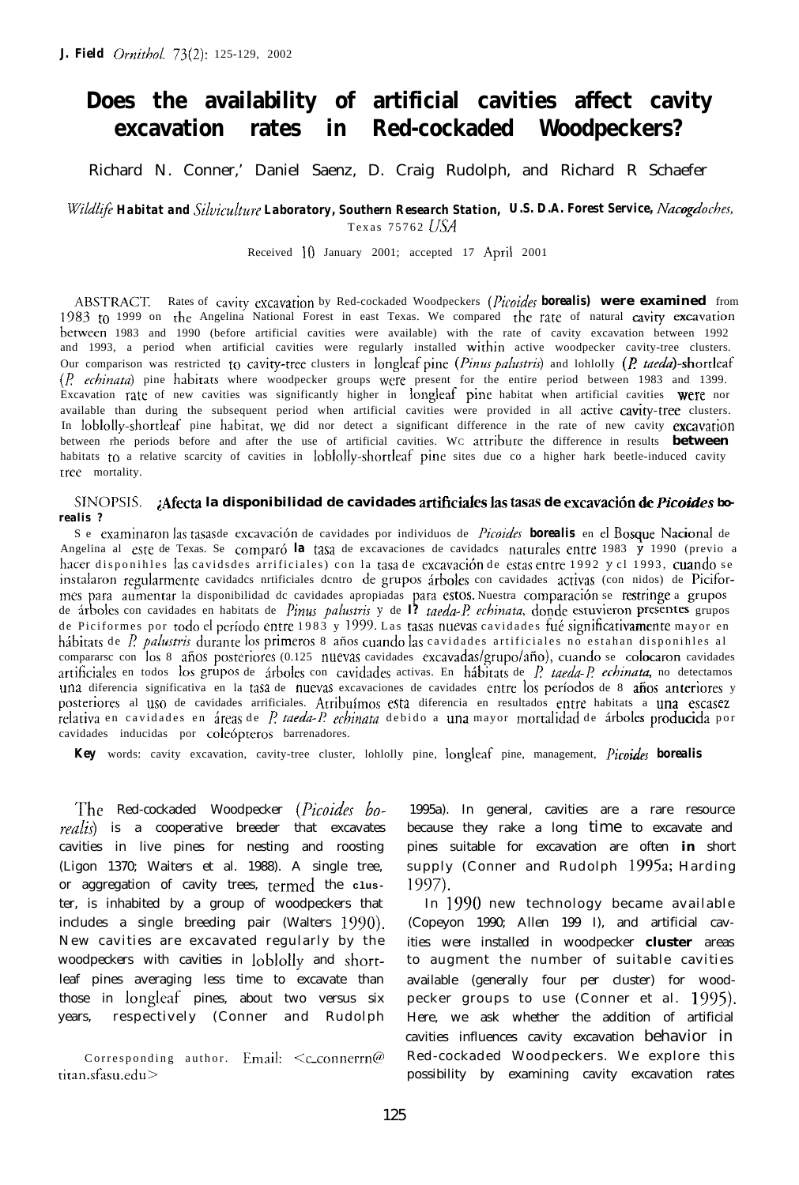# Does the availability of artificial cavities affect cavity excavation rates in Red-cockaded Woodpeckers?

Richard N. Conner,[1] Daniel Saenz, D. Craig Rudolph, and Richard R Schaefer

*Wildlife Habitat and Silviculture Laboratory, Southern Research Station, U.S. D.A. Forest Service, Nacogdoches, Texas 75762 USA*

Received 10 January 2001; accepted 17 April 2001

ABSTRACT. Rates of cavity excavation by Red-cockaded Woodpeckers (*Picoides borealis*) were examined from 1983 to 1999 on the Angelina National Forest in east Texas. We compared the rate of natural cavity excavation between 1983 and 1990 (before artificial cavities were available) with the rate of cavity excavation between 1992 and 1993, a period when artificial cavities were regularly installed within active woodpecker cavity-tree clusters. Our comparison was restricted to cavity-tree clusters in longleaf pine (*Pinus palustris*) and lohlolly (*P. taeda*)-shortleaf (*P. echinata*) pine habitats where woodpecker groups were present for the entire period between 1983 and 1399. Excavation rate of new cavities was significantly higher in longleaf pine habitat when artificial cavities were nor available than during the subsequent period when artificial cavities were provided in all active cavity-tree clusters. In loblolly-shortleaf pine habitat, we did nor detect a significant difference in the rate of new cavity excavation between rhe periods before and after the use of artificial cavities. Wc attribute the difference in results between habitats to a relative scarcity of cavities in loblolly-shortleaf pine sites due co a higher hark beetle-induced cavity tree mortality.

SINOPSIS. **¿Afecta la disponibilidad de cavidades artificiales las tasas de excavación de *Picoides borealis*?**

Se examinaron las tasasde excavación de cavidades por individuos de *Picoides borealis* en el Bosque Nacional de Angelina al este de Texas. Se comparó la tasa de excavaciones de cavidadcs naturales entre 1983 y 1990 (previo a hacer disponihles las cavidsdes arrificiales) con la tasa de excavación de estas entre 1992 y cl 1993, cuando se instalaron regularmente cavidadcs nrtificiales dcntro de grupos árboles con cavidades activas (con nidos) de Piciformes para aumentar la disponibilidad dc cavidades apropiadas para estos. Nuestra comparación se restringe a grupos de árboles con cavidades en habitats de *Pinus palustris* y de *P. taeda-P. echinata*, donde estuvieron presentes grupos de Piciformes por todo el período entre 1983 y 1999. Las tasas nuevas cavidades fué significativamente mayor en hábitats de *P. palustris* durante los primeros 8 años cuando las cavidades artificiales no estahan disponihles al compararsc con los 8 años posteriores (0.125 nuevas cavidades excavadas/grupo/año), cuando se colocaron cavidades artificiales en todos los grupos de árboles con cavidades activas. En hábitats de *P. taeda-P. echinata*, no detectamos una diferencia significativa en la tasa de nuevas excavaciones de cavidades entre los períodos de 8 años anteriores y posteriores al uso de cavidades arrificiales. Atribuímos esta diferencia en resultados entre habitats a una escasez relativa en cavidades en áreas de *P. taeda-P. echinata* debido a una mayor mortalidad de árboles producida por cavidades inducidas por coleópteros barrenadores.

**Key** words: cavity excavation, cavity-tree cluster, lohlolly pine, longleaf pine, management, *Picoides borealis*

The Red-cockaded Woodpecker (*Picoides borealis*) is a cooperative breeder that excavates cavities in live pines for nesting and roosting (Ligon 1370; Waiters et al. 1988). A single tree, or aggregation of cavity trees, termed the cluster, is inhabited by a group of woodpeckers that includes a single breeding pair (Walters 1990). New cavities are excavated regularly by the woodpeckers with cavities in loblolly and shortleaf pines averaging less time to excavate than those in longleaf pines, about two versus six years, respectively (Conner and Rudolph 1995a). In general, cavities are a rare resource because they rake a long time to excavate and pines suitable for excavation are often in short supply (Conner and Rudolph 1995a; Harding 1997).

In 1990 new technology became available (Copeyon 1990; Allen 199 I), and artificial cavities were installed in woodpecker cluster areas to augment the number of suitable cavities available (generally four per cluster) for woodpecker groups to use (Conner et al. 1995). Here, we ask whether the addition of artificial cavities influences cavity excavation behavior in Red-cockaded Woodpeckers. We explore this possibility by examining cavity excavation rates

[1] Corresponding author. Email: <c_connerrn@titan.sfasu.edu>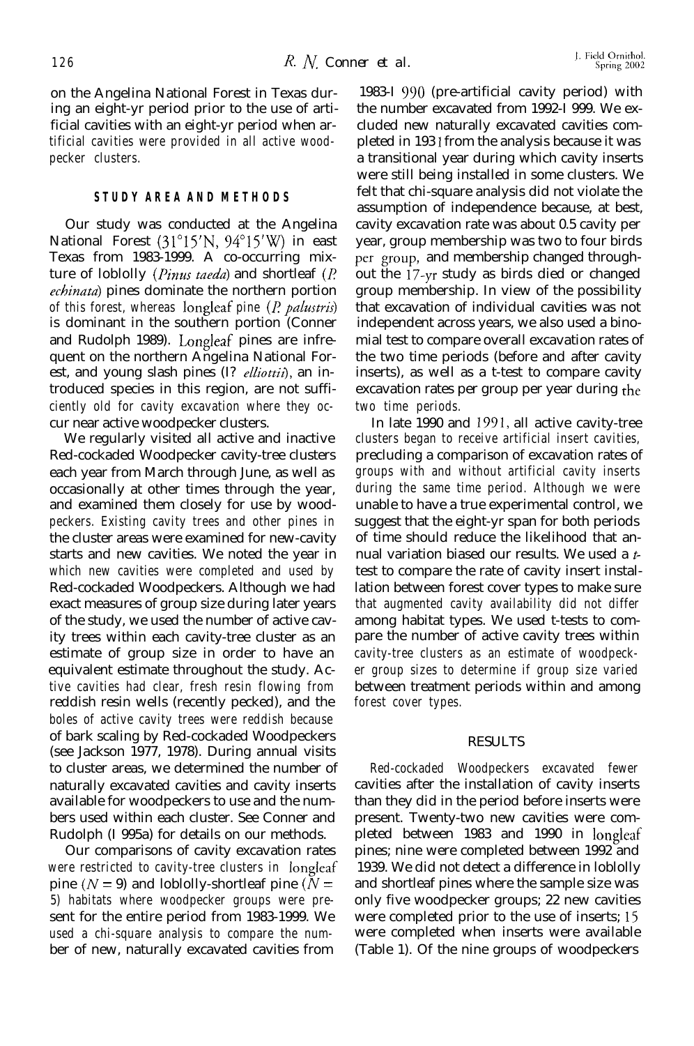on the Angelina National Forest in Texas during an eight-yr period prior to the use of artificial cavities with an eight-yr period when artificial cavities were provided in all active woodpecker clusters.

## STUDY AREA AND METHODS

Our study was conducted at the Angelina National Forest (31°15'N, 94°15'W) in east Texas from 1983-1999. A co-occurring mixture of loblolly (*Pinus taeda*) and shortleaf (*P. echinata*) pines dominate the northern portion of this forest, whereas longleaf pine (*P. palustris*) is dominant in the southern portion (Conner and Rudolph 1989). Longleaf pines are infrequent on the northern Angelina National Forest, and young slash pines (*P. elliottii*), an introduced species in this region, are not sufficiently old for cavity excavation where they occur near active woodpecker clusters.

We regularly visited all active and inactive Red-cockaded Woodpecker cavity-tree clusters each year from March through June, as well as occasionally at other times through the year, and examined them closely for use by woodpeckers. Existing cavity trees and other pines in the cluster areas were examined for new-cavity starts and new cavities. We noted the year in which new cavities were completed and used by Red-cockaded Woodpeckers. Although we had exact measures of group size during later years of the study, we used the number of active cavity trees within each cavity-tree cluster as an estimate of group size in order to have an equivalent estimate throughout the study. Active cavities had clear, fresh resin flowing from reddish resin wells (recently pecked), and the boles of active cavity trees were reddish because of bark scaling by Red-cockaded Woodpeckers (see Jackson 1977, 1978). During annual visits to cluster areas, we determined the number of naturally excavated cavities and cavity inserts available for woodpeckers to use and the numbers used within each cluster. See Conner and Rudolph (1995a) for details on our methods.

Our comparisons of cavity excavation rates were restricted to cavity-tree clusters in longleaf pine ($N = 9$) and loblolly-shortleaf pine ($N = 5$) habitats where woodpecker groups were present for the entire period from 1983-1999. We used a chi-square analysis to compare the number of new, naturally excavated cavities from 1983-1990 (pre-artificial cavity period) with the number excavated from 1992-1999. We excluded new naturally excavated cavities completed in 1991 from the analysis because it was a transitional year during which cavity inserts were still being installed in some clusters. We felt that chi-square analysis did not violate the assumption of independence because, at best, cavity excavation rate was about 0.5 cavity per year, group membership was two to four birds per group, and membership changed throughout the 17-yr study as birds died or changed group membership. In view of the possibility that excavation of individual cavities was not independent across years, we also used a binomial test to compare overall excavation rates of the two time periods (before and after cavity inserts), as well as a t-test to compare cavity excavation rates per group per year during the two time periods.

In late 1990 and 1991, all active cavity-tree clusters began to receive artificial insert cavities, precluding a comparison of excavation rates of groups with and without artificial cavity inserts during the same time period. Although we were unable to have a true experimental control, we suggest that the eight-yr span for both periods of time should reduce the likelihood that annual variation biased our results. We used a *t*-test to compare the rate of cavity insert installation between forest cover types to make sure that augmented cavity availability did not differ among habitat types. We used t-tests to compare the number of active cavity trees within cavity-tree clusters as an estimate of woodpecker group sizes to determine if group size varied between treatment periods within and among forest cover types.

## RESULTS

Red-cockaded Woodpeckers excavated fewer cavities after the installation of cavity inserts than they did in the period before inserts were present. Twenty-two new cavities were completed between 1983 and 1990 in longleaf pines; nine were completed between 1992 and 1939. We did not detect a difference in loblolly and shortleaf pines where the sample size was only five woodpecker groups; 22 new cavities were completed prior to the use of inserts; 15 were completed when inserts were available (Table 1). Of the nine groups of woodpeckers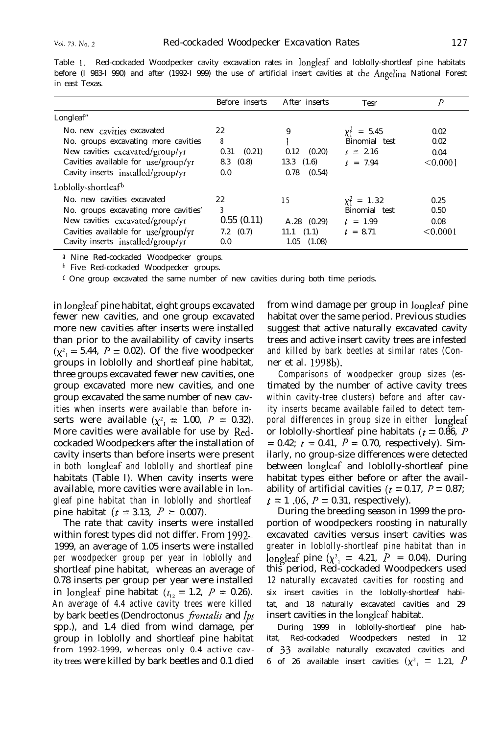Table 1. Red-cockaded Woodpecker cavity excavation rates in longleaf and loblolly-shortleaf pine habitats before (1983-1990) and after (1992-1999) the use of artificial insert cavities at the Angelina National Forest in east Texas.

| | Before inserts | After inserts | Test | $P$ |
|---|---|---|---|---|
| Longleaf[a] | | | | |
| No. new cavities excavated | 22 | 9 | $\chi^2_1 = 5.45$ | 0.02 |
| No. groups excavating more cavities | 8 | 1 | Binomial test | 0.02 |
| New cavities excavated/group/yr | 0.31 (0.21) | 0.12 (0.20) | $t = 2.16$ | 0.04 |
| Cavities available for use/group/yr | 8.3 (0.8) | 13.3 (1.6) | $t = 7.94$ | $<0.0001$ |
| Cavity inserts installed/group/yr | 0.0 | 0.78 (0.54) | | |
| Loblolly-shortleaf[b] | | | | |
| No. new cavities excavated | 22 | 15 | $\chi^2_1 = 1.32$ | 0.25 |
| No. groups excavating more cavities[c] | 3 | 1 | Binomial test | 0.50 |
| New cavities excavated/group/yr | 0.55 (0.11) | 0.28 (0.29) | $t = 1.99$ | 0.08 |
| Cavities available for use/group/yr | 7.2 (0.7) | 11.1 (1.1) | $t = 8.71$ | $<0.0001$ |
| Cavity inserts installed/group/yr | 0.0 | 1.05 (1.08) | | |

[a] Nine Red-cockaded Woodpecker groups.
[b] Five Red-cockaded Woodpecker groups.
[c] One group excavated the same number of new cavities during both time periods.

in longleaf pine habitat, eight groups excavated fewer new cavities, and one group excavated more new cavities after inserts were installed than prior to the availability of cavity inserts ($\chi^2_1 = 5.44$, $P = 0.02$). Of the five woodpecker groups in loblolly and shortleaf pine habitat, three groups excavated fewer new cavities, one group excavated more new cavities, and one group excavated the same number of new cavities when inserts were available than before inserts were available ($\chi^2_1 = 1.00$, $P = 0.32$). More cavities were available for use by Red-cockaded Woodpeckers after the installation of cavity inserts than before inserts were present in both longleaf and loblolly and shortleaf pine habitats (Table 1). When cavity inserts were available, more cavities were available in longleaf pine habitat than in loblolly and shortleaf pine habitat ($t = 3.13$, $P = 0.007$).

The rate that cavity inserts were installed within forest types did not differ. From 1992–1999, an average of 1.05 inserts were installed per woodpecker group per year in loblolly and shortleaf pine habitat, whereas an average of 0.78 inserts per group per year were installed in longleaf pine habitat ($t_{12} = 1.2$, $P = 0.26$). An average of 4.4 active cavity trees were killed by bark beetles (Dendroctonus *frontalis* and *Ips* spp.), and 1.4 died from wind damage, per group in loblolly and shortleaf pine habitat from 1992-1999, whereas only 0.4 active cavity trees were killed by bark beetles and 0.1 died from wind damage per group in longleaf pine habitat over the same period. Previous studies suggest that active naturally excavated cavity trees and active insert cavity trees are infested and killed by bark beetles at similar rates (Conner et al. 1998b).

Comparisons of woodpecker group sizes (estimated by the number of active cavity trees within cavity-tree clusters) before and after cavity inserts became available failed to detect temporal differences in group size in either longleaf or loblolly-shortleaf pine habitats ($t = 0.86$, $P = 0.42$; $t = 0.41$, $P = 0.70$, respectively). Similarly, no group-size differences were detected between longleaf and loblolly-shortleaf pine habitat types either before or after the availability of artificial cavities ($t = 0.17$, $P = 0.87$; $t = 1.06$, $P = 0.31$, respectively).

During the breeding season in 1999 the proportion of woodpeckers roosting in naturally excavated cavities versus insert cavities was greater in loblolly-shortleaf pine habitat than in longleaf pine ($\chi^2_1 = 4.21$, $P = 0.04$). During this period, Red-cockaded Woodpeckers used 12 naturally excavated cavities for roosting and six insert cavities in the loblolly-shortleaf habitat, and 18 naturally excavated cavities and 29 insert cavities in the longleaf habitat.

During 1999 in loblolly-shortleaf pine habitat, Red-cockaded Woodpeckers nested in 12 of 33 available naturally excavated cavities and 6 of 26 available insert cavities ($\chi^2_1 = 1.21$, $P$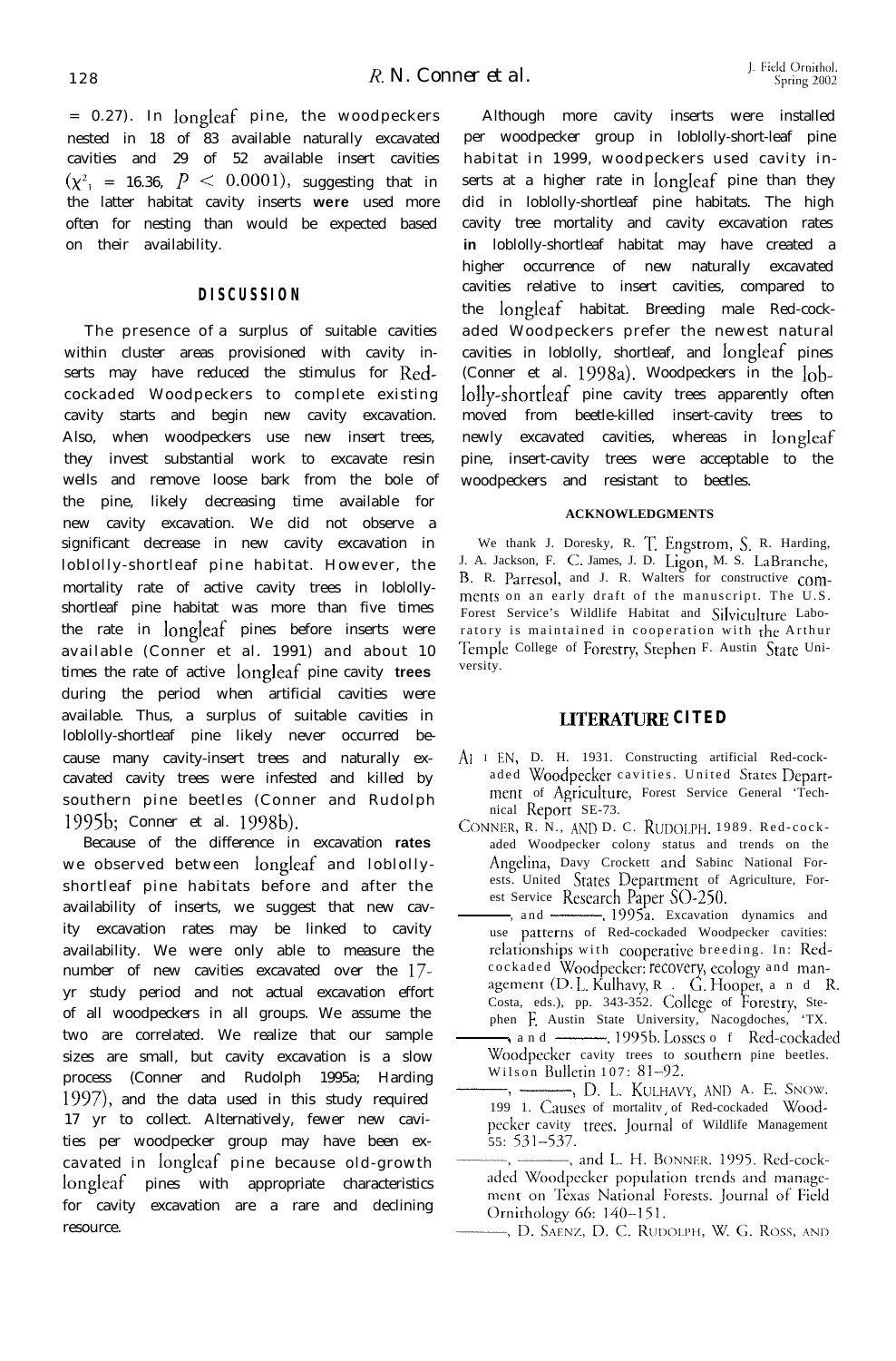= 0.27). In longleaf pine, the woodpeckers nested in 18 of 83 available naturally excavated cavities and 29 of 52 available insert cavities ($\chi^2_1 = 16.36$, $P < 0.0001$), suggesting that in the latter habitat cavity inserts **were** used more often for nesting than would be expected based on their availability.

## DISCUSSION

The presence of a surplus of suitable cavities within cluster areas provisioned with cavity inserts may have reduced the stimulus for Red-cockaded Woodpeckers to complete existing cavity starts and begin new cavity excavation. Also, when woodpeckers use new insert trees, they invest substantial work to excavate resin wells and remove loose bark from the bole of the pine, likely decreasing time available for new cavity excavation. We did not observe a significant decrease in new cavity excavation in loblolly-shortleaf pine habitat. However, the mortality rate of active cavity trees in loblolly-shortleaf pine habitat was more than five times the rate in longleaf pines before inserts were available (Conner et al. 1991) and about 10 times the rate of active longleaf pine cavity **trees** during the period when artificial cavities were available. Thus, a surplus of suitable cavities in loblolly-shortleaf pine likely never occurred because many cavity-insert trees and naturally excavated cavity trees were infested and killed by southern pine beetles (Conner and Rudolph 1995b; Conner et al. 1998b).

Because of the difference in excavation **rates** we observed between longleaf and loblolly-shortleaf pine habitats before and after the availability of inserts, we suggest that new cavity excavation rates may be linked to cavity availability. We were only able to measure the number of new cavities excavated over the 17-yr study period and not actual excavation effort of all woodpeckers in all groups. We assume the two are correlated. We realize that our sample sizes are small, but cavity excavation is a slow process (Conner and Rudolph 1995a; Harding 1997), and the data used in this study required 17 yr to collect. Alternatively, fewer new cavities per woodpecker group may have been excavated in longleaf pine because old-growth longleaf pines with appropriate characteristics for cavity excavation are a rare and declining resource.

Although more cavity inserts were installed per woodpecker group in loblolly-short-leaf pine habitat in 1999, woodpeckers used cavity inserts at a higher rate in longleaf pine than they did in loblolly-shortleaf pine habitats. The high cavity tree mortality and cavity excavation rates **in** loblolly-shortleaf habitat may have created a higher occurrence of new naturally excavated cavities relative to insert cavities, compared to the longleaf habitat. Breeding male Red-cockaded Woodpeckers prefer the newest natural cavities in loblolly, shortleaf, and longleaf pines (Conner et al. 1998a). Woodpeckers in the loblolly-shortleaf pine cavity trees apparently often moved from beetle-killed insert-cavity trees to newly excavated cavities, whereas in longleaf pine, insert-cavity trees were acceptable to the woodpeckers and resistant to beetles.

### ACKNOWLEDGMENTS

We thank J. Doresky, R. T. Engstrom, S. R. Harding, J. A. Jackson, F. C. James, J. D. Ligon, M. S. LaBranche, B. R. Parresol, and J. R. Walters for constructive comments on an early draft of the manuscript. The U.S. Forest Service's Wildlife Habitat and Silviculture Laboratory is maintained in cooperation with the Arthur Temple College of Forestry, Stephen F. Austin State University.

## LITERATURE CITED

ALLEN, D. H. 1931. Constructing artificial Red-cockaded Woodpecker cavities. United States Department of Agriculture, Forest Service General Technical Report SE-73.

CONNER, R. N., AND D. C. RUDOLPH. 1989. Red-cockaded Woodpecker colony status and trends on the Angelina, Davy Crockett and Sabine National Forests. United States Department of Agriculture, Forest Service Research Paper SO-250.

———, and ———. 1995a. Excavation dynamics and use patterns of Red-cockaded Woodpecker cavities: relationships with cooperative breeding. In: Red-cockaded Woodpecker: recovery, ecology and management (D. L. Kulhavy, R. G. Hooper, and R. Costa, eds.), pp. 343-352. College of Forestry, Stephen F. Austin State University, Nacogdoches, TX.

———, and ———. 1995b. Losses of Red-cockaded Woodpecker cavity trees to southern pine beetles. Wilson Bulletin 107: 81-92.

———, ———, D. L. KULHAVY, AND A. E. SNOW. 1991. Causes of mortality of Red-cockaded Woodpecker cavity trees. Journal of Wildlife Management 55: 531-537.

———, ———, and L. H. BONNER. 1995. Red-cockaded Woodpecker population trends and management on Texas National Forests. Journal of Field Ornithology 66: 140-151.

———, D. SAENZ, D. C. RUDOLPH, W. G. ROSS, AND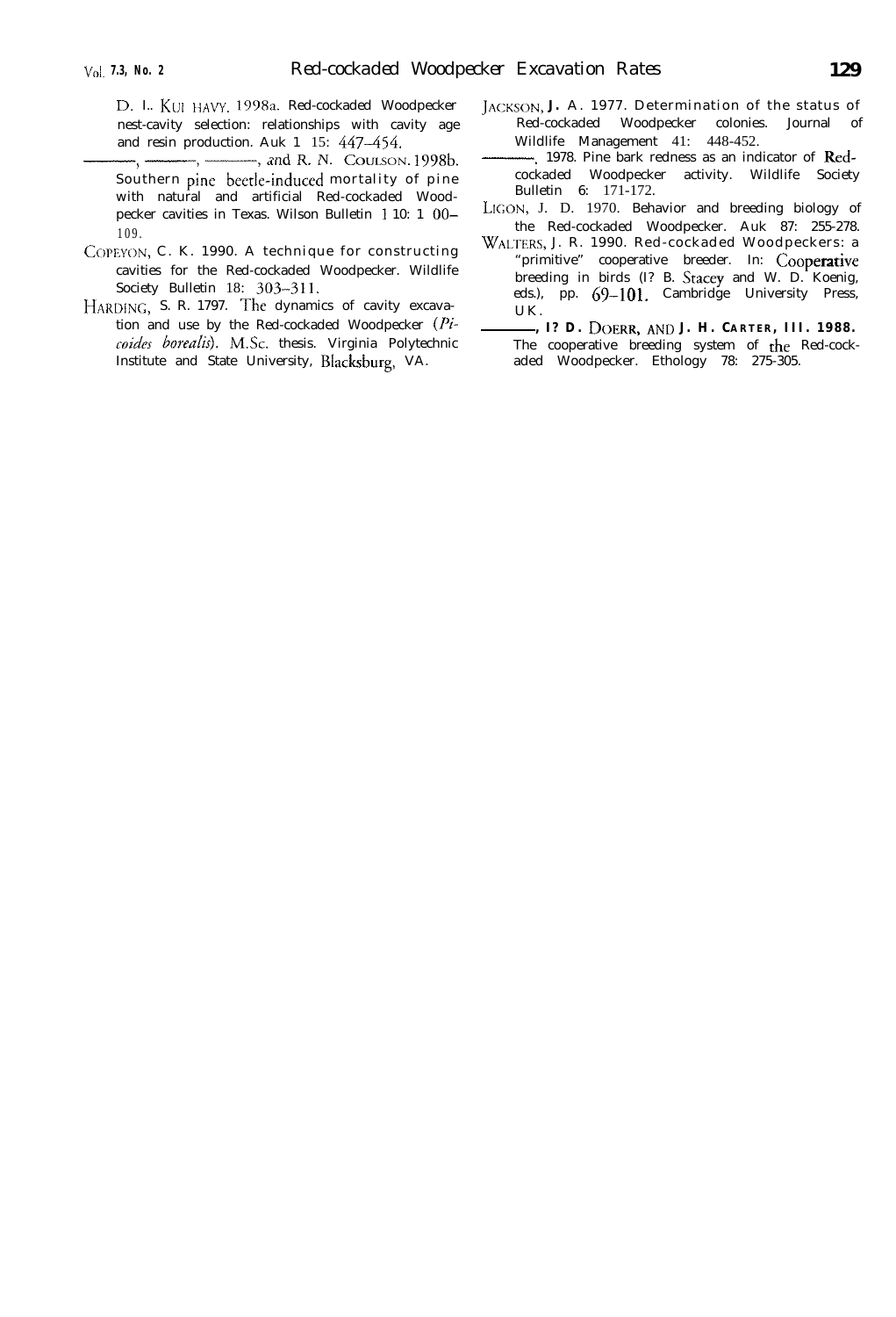D. L. KULHAVY. 1998a. Red-cockaded Woodpecker nest-cavity selection: relationships with cavity age and resin production. Auk 115: 447–454.

———, ———, ———, and R. N. COULSON. 1998b. Southern pine beetle-induced mortality of pine with natural and artificial Red-cockaded Woodpecker cavities in Texas. Wilson Bulletin 110: 100–109.

COPEYON, C. K. 1990. A technique for constructing cavities for the Red-cockaded Woodpecker. Wildlife Society Bulletin 18: 303–311.

HARDING, S. R. 1797. The dynamics of cavity excavation and use by the Red-cockaded Woodpecker (*Picoides borealis*). M.Sc. thesis. Virginia Polytechnic Institute and State University, Blacksburg, VA.

JACKSON, J. A. 1977. Determination of the status of Red-cockaded Woodpecker colonies. Journal of Wildlife Management 41: 448-452.

———. 1978. Pine bark redness as an indicator of Red-cockaded Woodpecker activity. Wildlife Society Bulletin 6: 171-172.

LIGON, J. D. 1970. Behavior and breeding biology of the Red-cockaded Woodpecker. Auk 87: 255-278.

WALTERS, J. R. 1990. Red-cockaded Woodpeckers: a "primitive" cooperative breeder. In: Cooperative breeding in birds (I? B. Stacey and W. D. Koenig, eds.), pp. 69–101. Cambridge University Press, UK.

———, I? D. DOERR, AND J. H. CARTER, III. 1988. The cooperative breeding system of the Red-cockaded Woodpecker. Ethology 78: 275-305.